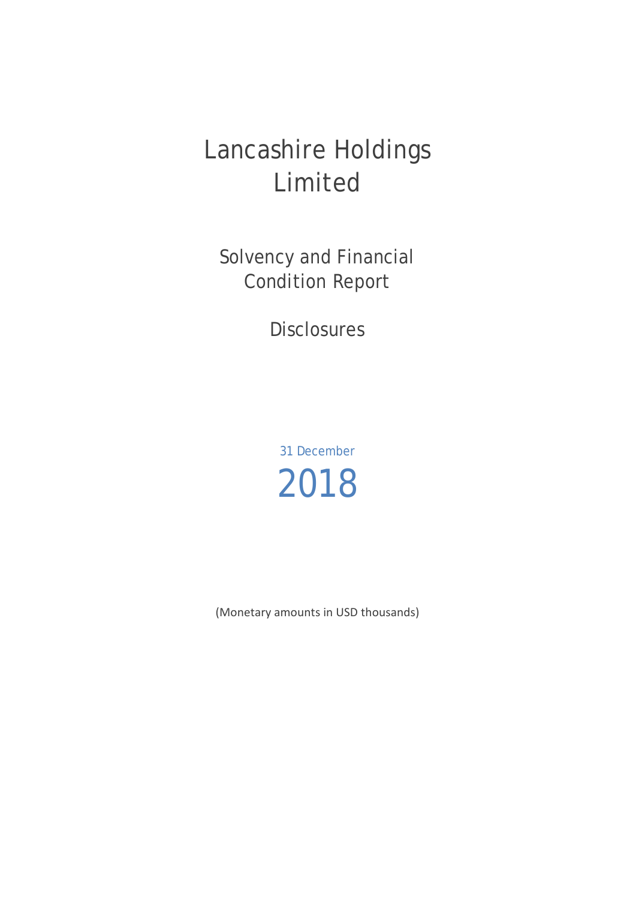# Lancashire Holdings Limited

## Solvency and Financial Condition Report

## Disclosures

31 December

2018

(Monetary amounts in USD thousands)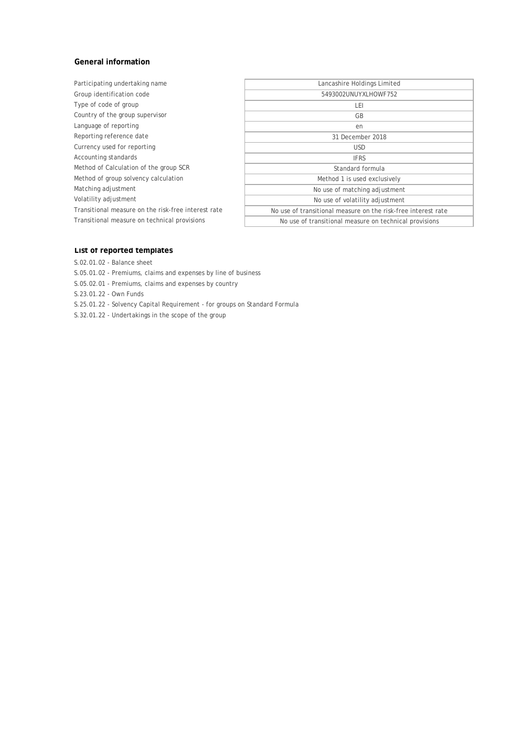### General information

| | |
|---|---|
| Participating undertaking name | Lancashire Holdings Limited |
| Group identification code | 5493002UNUYXLHOWF752 |
| Type of code of group | LEI |
| Country of the group supervisor | GB |
| Language of reporting | en |
| Reporting reference date | 31 December 2018 |
| Currency used for reporting | USD |
| Accounting standards | IFRS |
| Method of Calculation of the group SCR | Standard formula |
| Method of group solvency calculation | Method 1 is used exclusively |
| Matching adjustment | No use of matching adjustment |
| Volatility adjustment | No use of volatility adjustment |
| Transitional measure on the risk-free interest rate | No use of transitional measure on the risk-free interest rate |
| Transitional measure on technical provisions | No use of transitional measure on technical provisions |

### List of reported templates

S.02.01.02 - Balance sheet

S.05.01.02 - Premiums, claims and expenses by line of business

S.05.02.01 - Premiums, claims and expenses by country

S.23.01.22 - Own Funds

S.25.01.22 - Solvency Capital Requirement - for groups on Standard Formula

S.32.01.22 - Undertakings in the scope of the group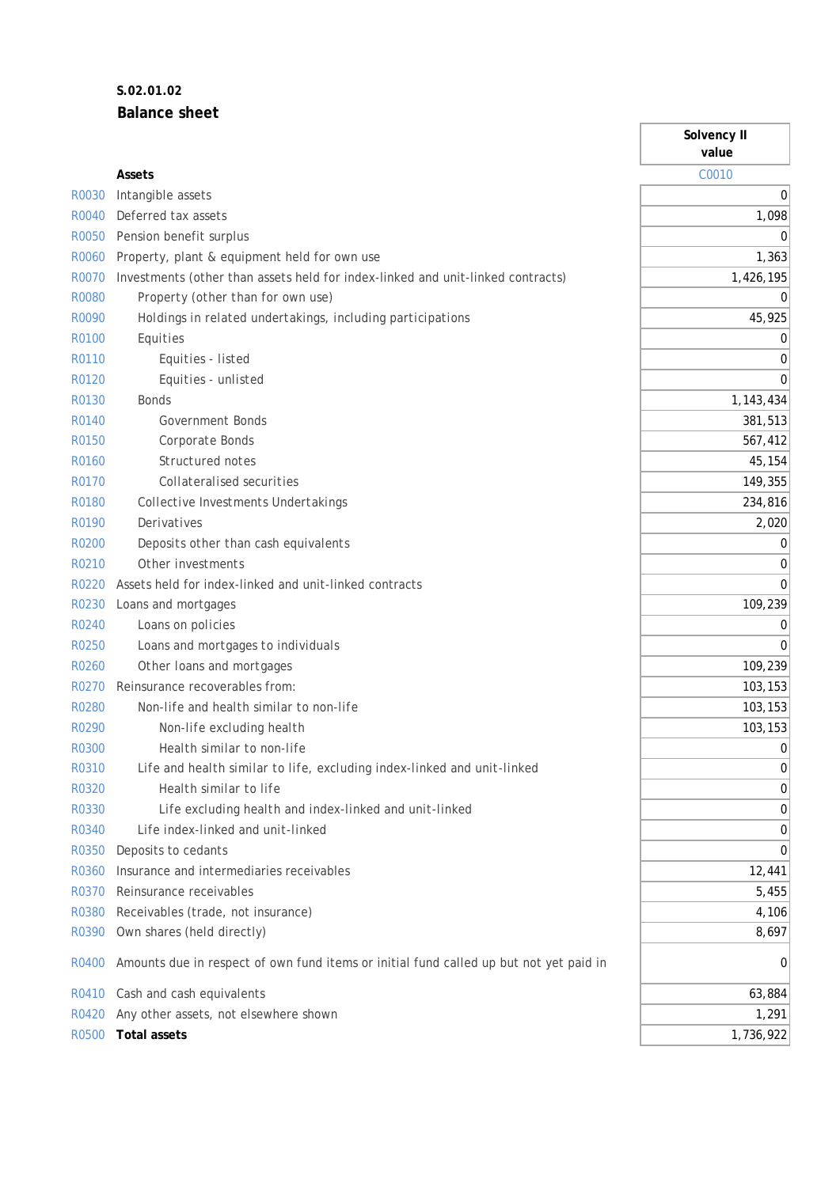**S.02.01.02**

**Balance sheet**

| | | Solvency II value |
|---|---|---|
| | **Assets** | C0010 |
| R0030 | Intangible assets | 0 |
| R0040 | Deferred tax assets | 1,098 |
| R0050 | Pension benefit surplus | 0 |
| R0060 | Property, plant & equipment held for own use | 1,363 |
| R0070 | Investments (other than assets held for index-linked and unit-linked contracts) | 1,426,195 |
| R0080 | Property (other than for own use) | 0 |
| R0090 | Holdings in related undertakings, including participations | 45,925 |
| R0100 | Equities | 0 |
| R0110 | Equities - listed | 0 |
| R0120 | Equities - unlisted | 0 |
| R0130 | Bonds | 1,143,434 |
| R0140 | Government Bonds | 381,513 |
| R0150 | Corporate Bonds | 567,412 |
| R0160 | Structured notes | 45,154 |
| R0170 | Collateralised securities | 149,355 |
| R0180 | Collective Investments Undertakings | 234,816 |
| R0190 | Derivatives | 2,020 |
| R0200 | Deposits other than cash equivalents | 0 |
| R0210 | Other investments | 0 |
| R0220 | Assets held for index-linked and unit-linked contracts | 0 |
| R0230 | Loans and mortgages | 109,239 |
| R0240 | Loans on policies | 0 |
| R0250 | Loans and mortgages to individuals | 0 |
| R0260 | Other loans and mortgages | 109,239 |
| R0270 | Reinsurance recoverables from: | 103,153 |
| R0280 | Non-life and health similar to non-life | 103,153 |
| R0290 | Non-life excluding health | 103,153 |
| R0300 | Health similar to non-life | 0 |
| R0310 | Life and health similar to life, excluding index-linked and unit-linked | 0 |
| R0320 | Health similar to life | 0 |
| R0330 | Life excluding health and index-linked and unit-linked | 0 |
| R0340 | Life index-linked and unit-linked | 0 |
| R0350 | Deposits to cedants | 0 |
| R0360 | Insurance and intermediaries receivables | 12,441 |
| R0370 | Reinsurance receivables | 5,455 |
| R0380 | Receivables (trade, not insurance) | 4,106 |
| R0390 | Own shares (held directly) | 8,697 |
| R0400 | Amounts due in respect of own fund items or initial fund called up but not yet paid in | 0 |
| R0410 | Cash and cash equivalents | 63,884 |
| R0420 | Any other assets, not elsewhere shown | 1,291 |
| R0500 | **Total assets** | 1,736,922 |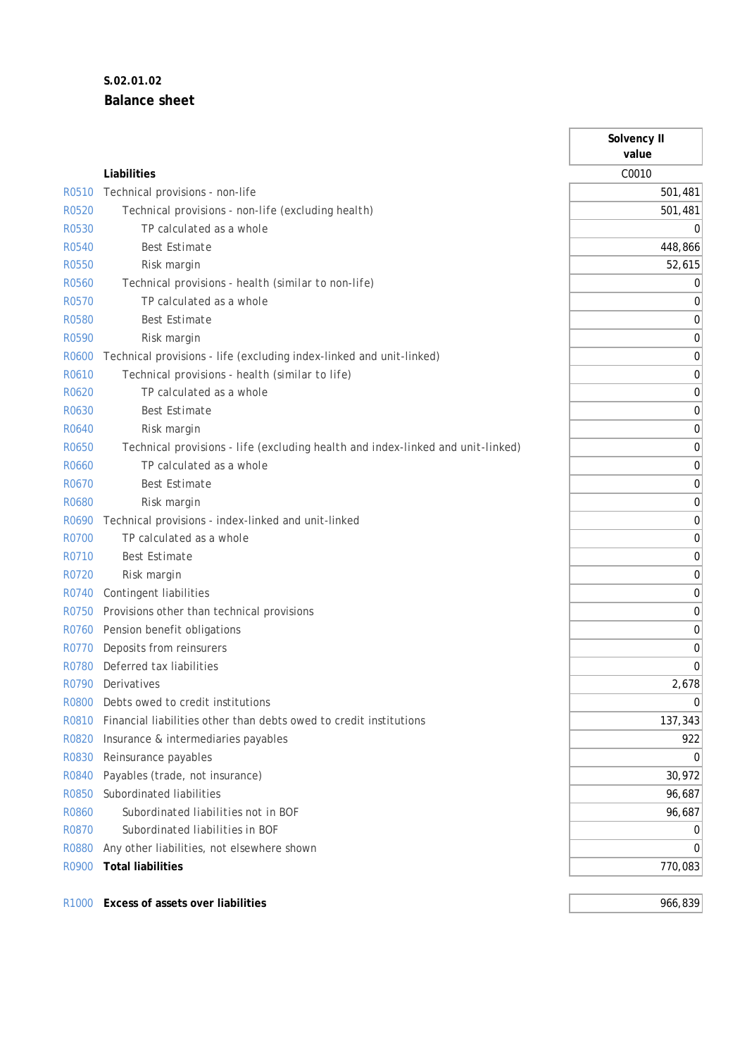**S.02.01.02**

**Balance sheet**

| | | Solvency II value |
|---|---|---|
| | **Liabilities** | C0010 |
| R0510 | Technical provisions - non-life | 501,481 |
| R0520 | Technical provisions - non-life (excluding health) | 501,481 |
| R0530 | TP calculated as a whole | 0 |
| R0540 | Best Estimate | 448,866 |
| R0550 | Risk margin | 52,615 |
| R0560 | Technical provisions - health (similar to non-life) | 0 |
| R0570 | TP calculated as a whole | 0 |
| R0580 | Best Estimate | 0 |
| R0590 | Risk margin | 0 |
| R0600 | Technical provisions - life (excluding index-linked and unit-linked) | 0 |
| R0610 | Technical provisions - health (similar to life) | 0 |
| R0620 | TP calculated as a whole | 0 |
| R0630 | Best Estimate | 0 |
| R0640 | Risk margin | 0 |
| R0650 | Technical provisions - life (excluding health and index-linked and unit-linked) | 0 |
| R0660 | TP calculated as a whole | 0 |
| R0670 | Best Estimate | 0 |
| R0680 | Risk margin | 0 |
| R0690 | Technical provisions - index-linked and unit-linked | 0 |
| R0700 | TP calculated as a whole | 0 |
| R0710 | Best Estimate | 0 |
| R0720 | Risk margin | 0 |
| R0740 | Contingent liabilities | 0 |
| R0750 | Provisions other than technical provisions | 0 |
| R0760 | Pension benefit obligations | 0 |
| R0770 | Deposits from reinsurers | 0 |
| R0780 | Deferred tax liabilities | 0 |
| R0790 | Derivatives | 2,678 |
| R0800 | Debts owed to credit institutions | 0 |
| R0810 | Financial liabilities other than debts owed to credit institutions | 137,343 |
| R0820 | Insurance & intermediaries payables | 922 |
| R0830 | Reinsurance payables | 0 |
| R0840 | Payables (trade, not insurance) | 30,972 |
| R0850 | Subordinated liabilities | 96,687 |
| R0860 | Subordinated liabilities not in BOF | 96,687 |
| R0870 | Subordinated liabilities in BOF | 0 |
| R0880 | Any other liabilities, not elsewhere shown | 0 |
| R0900 | **Total liabilities** | 770,083 |
| | | |
| R1000 | **Excess of assets over liabilities** | 966,839 |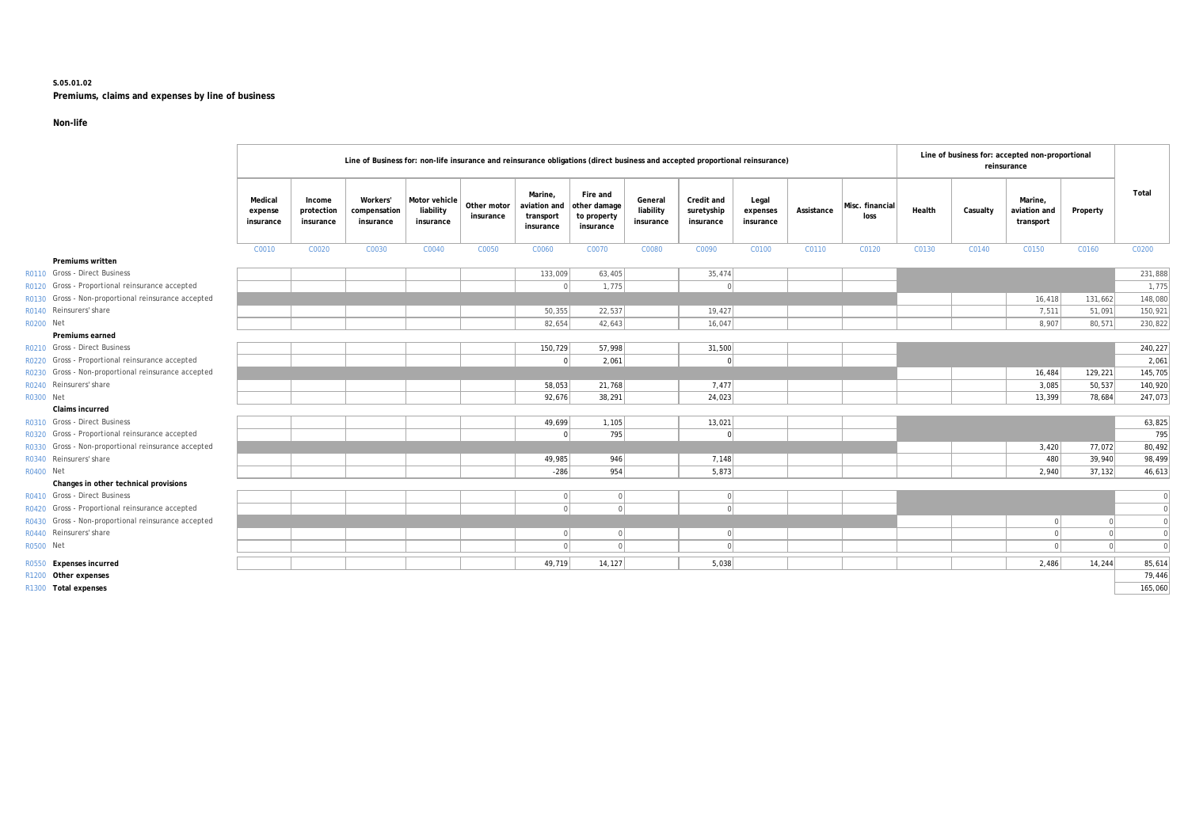**S.05.01.02**

**Premiums, claims and expenses by line of business**

**Non-life**

| | | Line of Business for: non-life insurance and reinsurance obligations (direct business and accepted proportional reinsurance) | | | | | | | | | | | | Line of business for: accepted non-proportional reinsurance | | | | Total |
|---|---|---|---|---|---|---|---|---|---|---|---|---|---|---|---|---|---|---|
| | | Medical expense insurance | Income protection insurance | Workers' compensation insurance | Motor vehicle liability insurance | Other motor insurance | Marine, aviation and transport insurance | Fire and other damage to property insurance | General liability insurance | Credit and suretyship insurance | Legal expenses insurance | Assistance | Misc. financial loss | Health | Casualty | Marine, aviation and transport | Property | |
| | | C0010 | C0020 | C0030 | C0040 | C0050 | C0060 | C0070 | C0080 | C0090 | C0100 | C0110 | C0120 | C0130 | C0140 | C0150 | C0160 | C0200 |
| | **Premiums written** | | | | | | | | | | | | | | | | | |
| R0110 | Gross - Direct Business | | | | | | 133,009 | 63,405 | | 35,474 | | | | | | | | 231,888 |
| R0120 | Gross - Proportional reinsurance accepted | | | | | | 0 | 1,775 | | 0 | | | | | | | | 1,775 |
| R0130 | Gross - Non-proportional reinsurance accepted | | | | | | | | | | | | | | | 16,418 | 131,662 | 148,080 |
| R0140 | Reinsurers' share | | | | | | 50,355 | 22,537 | | 19,427 | | | | | | 7,511 | 51,091 | 150,921 |
| R0200 | Net | | | | | | 82,654 | 42,643 | | 16,047 | | | | | | 8,907 | 80,571 | 230,822 |
| | **Premiums earned** | | | | | | | | | | | | | | | | | |
| R0210 | Gross - Direct Business | | | | | | 150,729 | 57,998 | | 31,500 | | | | | | | | 240,227 |
| R0220 | Gross - Proportional reinsurance accepted | | | | | | 0 | 2,061 | | 0 | | | | | | | | 2,061 |
| R0230 | Gross - Non-proportional reinsurance accepted | | | | | | | | | | | | | | | 16,484 | 129,221 | 145,705 |
| R0240 | Reinsurers' share | | | | | | 58,053 | 21,768 | | 7,477 | | | | | | 3,085 | 50,537 | 140,920 |
| R0300 | Net | | | | | | 92,676 | 38,291 | | 24,023 | | | | | | 13,399 | 78,684 | 247,073 |
| | **Claims incurred** | | | | | | | | | | | | | | | | | |
| R0310 | Gross - Direct Business | | | | | | 49,699 | 1,105 | | 13,021 | | | | | | | | 63,825 |
| R0320 | Gross - Proportional reinsurance accepted | | | | | | 0 | 795 | | 0 | | | | | | | | 795 |
| R0330 | Gross - Non-proportional reinsurance accepted | | | | | | | | | | | | | | | 3,420 | 77,072 | 80,492 |
| R0340 | Reinsurers' share | | | | | | 49,985 | 946 | | 7,148 | | | | | | 480 | 39,940 | 98,499 |
| R0400 | Net | | | | | | -286 | 954 | | 5,873 | | | | | | 2,940 | 37,132 | 46,613 |
| | **Changes in other technical provisions** | | | | | | | | | | | | | | | | | |
| R0410 | Gross - Direct Business | | | | | | 0 | 0 | | 0 | | | | | | | | 0 |
| R0420 | Gross - Proportional reinsurance accepted | | | | | | 0 | 0 | | 0 | | | | | | | | 0 |
| R0430 | Gross - Non-proportional reinsurance accepted | | | | | | | | | | | | | | | 0 | 0 | 0 |
| R0440 | Reinsurers' share | | | | | | 0 | 0 | | 0 | | | | | | 0 | 0 | 0 |
| R0500 | Net | | | | | | 0 | 0 | | 0 | | | | | | 0 | 0 | 0 |
| R0550 | **Expenses incurred** | | | | | | 49,719 | 14,127 | | 5,038 | | | | | | 2,486 | 14,244 | 85,614 |
| R1200 | **Other expenses** | | | | | | | | | | | | | | | | | 79,446 |
| R1300 | **Total expenses** | | | | | | | | | | | | | | | | | 165,060 |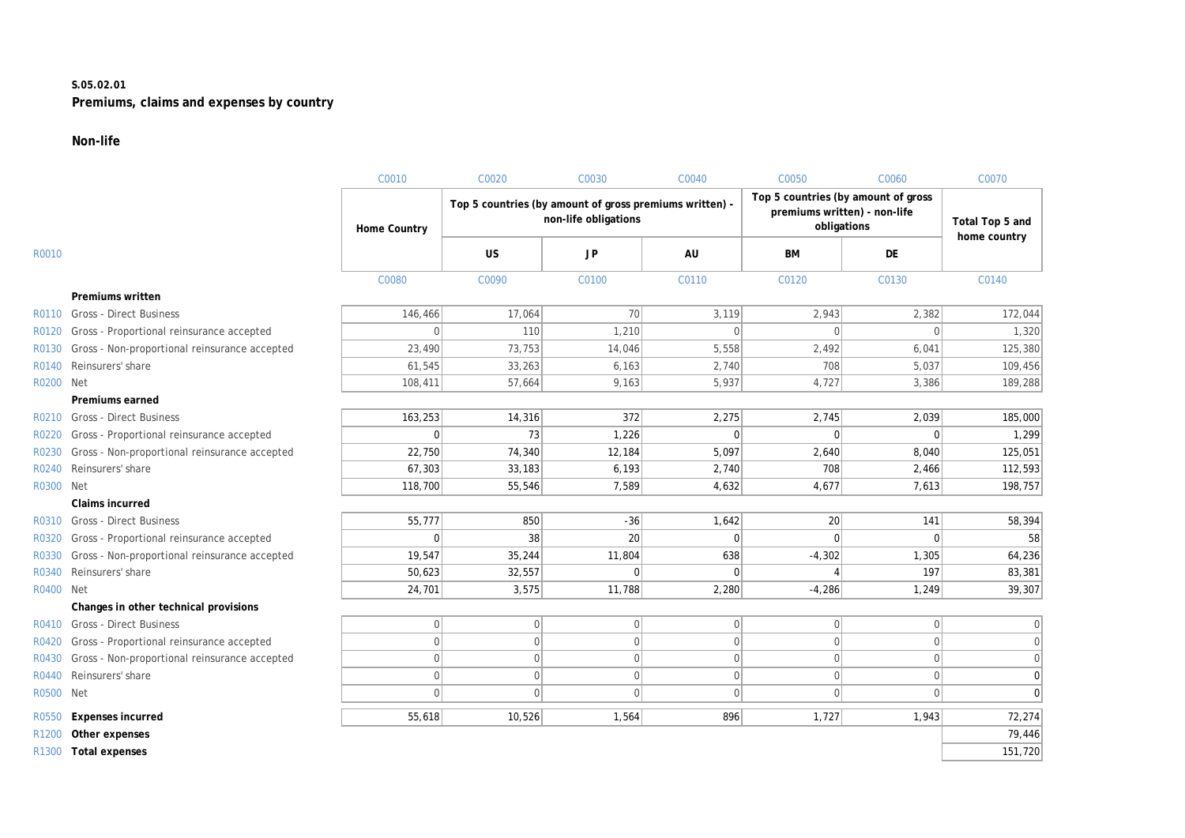**S.05.02.01**

**Premiums, claims and expenses by country**

**Non-life**

| | | C0010 | C0020 | C0030 | C0040 | C0050 | C0060 | C0070 |
|---|---|---|---|---|---|---|---|---|
| | | Home Country | Top 5 countries (by amount of gross premiums written) - non-life obligations | | | Top 5 countries (by amount of gross premiums written) - non-life obligations | | Total Top 5 and home country |
| R0010 | | | US | JP | AU | BM | DE | |
| | | C0080 | C0090 | C0100 | C0110 | C0120 | C0130 | C0140 |
| | **Premiums written** | | | | | | | |
| R0110 | Gross - Direct Business | 146,466 | 17,064 | 70 | 3,119 | 2,943 | 2,382 | 172,044 |
| R0120 | Gross - Proportional reinsurance accepted | 0 | 110 | 1,210 | 0 | 0 | 0 | 1,320 |
| R0130 | Gross - Non-proportional reinsurance accepted | 23,490 | 73,753 | 14,046 | 5,558 | 2,492 | 6,041 | 125,380 |
| R0140 | Reinsurers' share | 61,545 | 33,263 | 6,163 | 2,740 | 708 | 5,037 | 109,456 |
| R0200 | Net | 108,411 | 57,664 | 9,163 | 5,937 | 4,727 | 3,386 | 189,288 |
| | **Premiums earned** | | | | | | | |
| R0210 | Gross - Direct Business | 163,253 | 14,316 | 372 | 2,275 | 2,745 | 2,039 | 185,000 |
| R0220 | Gross - Proportional reinsurance accepted | 0 | 73 | 1,226 | 0 | 0 | 0 | 1,299 |
| R0230 | Gross - Non-proportional reinsurance accepted | 22,750 | 74,340 | 12,184 | 5,097 | 2,640 | 8,040 | 125,051 |
| R0240 | Reinsurers' share | 67,303 | 33,183 | 6,193 | 2,740 | 708 | 2,466 | 112,593 |
| R0300 | Net | 118,700 | 55,546 | 7,589 | 4,632 | 4,677 | 7,613 | 198,757 |
| | **Claims incurred** | | | | | | | |
| R0310 | Gross - Direct Business | 55,777 | 850 | -36 | 1,642 | 20 | 141 | 58,394 |
| R0320 | Gross - Proportional reinsurance accepted | 0 | 38 | 20 | 0 | 0 | 0 | 58 |
| R0330 | Gross - Non-proportional reinsurance accepted | 19,547 | 35,244 | 11,804 | 638 | -4,302 | 1,305 | 64,236 |
| R0340 | Reinsurers' share | 50,623 | 32,557 | 0 | 0 | 4 | 197 | 83,381 |
| R0400 | Net | 24,701 | 3,575 | 11,788 | 2,280 | -4,286 | 1,249 | 39,307 |
| | **Changes in other technical provisions** | | | | | | | |
| R0410 | Gross - Direct Business | 0 | 0 | 0 | 0 | 0 | 0 | 0 |
| R0420 | Gross - Proportional reinsurance accepted | 0 | 0 | 0 | 0 | 0 | 0 | 0 |
| R0430 | Gross - Non-proportional reinsurance accepted | 0 | 0 | 0 | 0 | 0 | 0 | 0 |
| R0440 | Reinsurers' share | 0 | 0 | 0 | 0 | 0 | 0 | 0 |
| R0500 | Net | 0 | 0 | 0 | 0 | 0 | 0 | 0 |
| R0550 | **Expenses incurred** | 55,618 | 10,526 | 1,564 | 896 | 1,727 | 1,943 | 72,274 |
| R1200 | **Other expenses** | | | | | | | 79,446 |
| R1300 | **Total expenses** | | | | | | | 151,720 |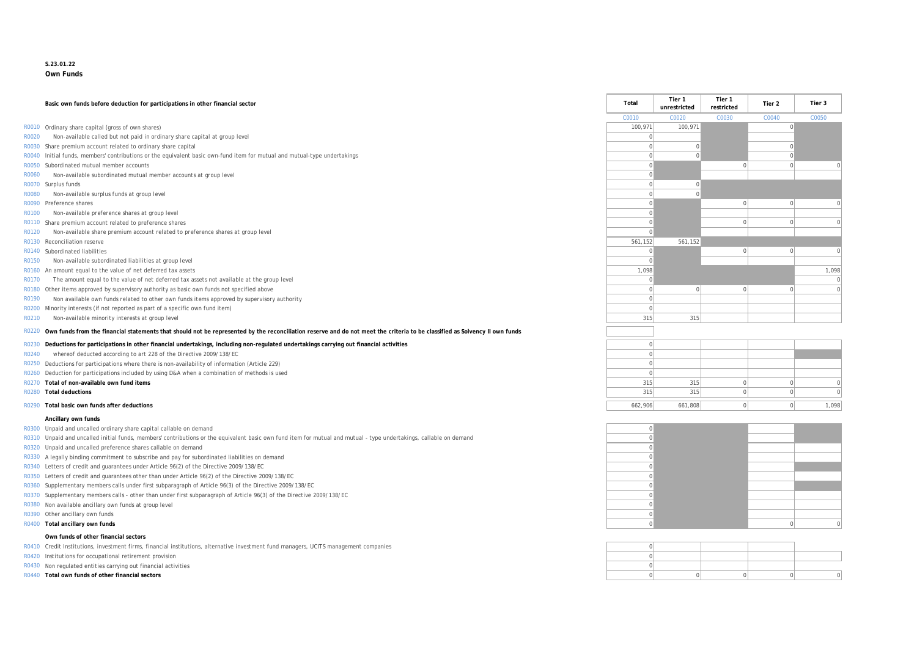**S.23.01.22**
**Own Funds**

| | Basic own funds before deduction for participations in other financial sector | Total | Tier 1 unrestricted | Tier 1 restricted | Tier 2 | Tier 3 |
|---|---|---|---|---|---|---|
| | | C0010 | C0020 | C0030 | C0040 | C0050 |
| R0010 | Ordinary share capital (gross of own shares) | 100,971 | 100,971 | | 0 | |
| R0020 | Non-available called but not paid in ordinary share capital at group level | 0 | | | | |
| R0030 | Share premium account related to ordinary share capital | 0 | 0 | | 0 | |
| R0040 | Initial funds, members' contributions or the equivalent basic own-fund item for mutual and mutual-type undertakings | 0 | 0 | | 0 | |
| R0050 | Subordinated mutual member accounts | 0 | | 0 | 0 | 0 |
| R0060 | Non-available subordinated mutual member accounts at group level | 0 | | | | |
| R0070 | Surplus funds | 0 | 0 | | | |
| R0080 | Non-available surplus funds at group level | 0 | 0 | | | |
| R0090 | Preference shares | 0 | | 0 | 0 | 0 |
| R0100 | Non-available preference shares at group level | 0 | | | | |
| R0110 | Share premium account related to preference shares | 0 | | 0 | 0 | 0 |
| R0120 | Non-available share premium account related to preference shares at group level | 0 | | | | |
| R0130 | Reconciliation reserve | 561,152 | 561,152 | | | |
| R0140 | Subordinated liabilities | 0 | | 0 | 0 | 0 |
| R0150 | Non-available subordinated liabilities at group level | 0 | | | | |
| R0160 | An amount equal to the value of net deferred tax assets | 1,098 | | | | 1,098 |
| R0170 | The amount equal to the value of net deferred tax assets not available at the group level | 0 | | | | 0 |
| R0180 | Other items approved by supervisory authority as basic own funds not specified above | 0 | 0 | 0 | 0 | 0 |
| R0190 | Non available own funds related to other own funds items approved by supervisory authority | 0 | | | | |
| R0200 | Minority interests (if not reported as part of a specific own fund item) | 0 | | | | |
| R0210 | Non-available minority interests at group level | 315 | 315 | | | |
| R0220 | **Own funds from the financial statements that should not be represented by the reconciliation reserve and do not meet the criteria to be classified as Solvency II own funds** | | | | | |
| R0230 | **Deductions for participations in other financial undertakings, including non-regulated undertakings carrying out financial activities** | 0 | | | | |
| R0240 | whereof deducted according to art 228 of the Directive 2009/138/EC | 0 | | | | |
| R0250 | Deductions for participations where there is non-availability of information (Article 229) | 0 | | | | |
| R0260 | Deduction for participations included by using D&A when a combination of methods is used | 0 | | | | |
| R0270 | **Total of non-available own fund items** | 315 | 315 | 0 | 0 | 0 |
| R0280 | **Total deductions** | 315 | 315 | 0 | 0 | 0 |
| R0290 | **Total basic own funds after deductions** | 662,906 | 661,808 | 0 | 0 | 1,098 |
| | **Ancillary own funds** | | | | | |
| R0300 | Unpaid and uncalled ordinary share capital callable on demand | 0 | | | | |
| R0310 | Unpaid and uncalled initial funds, members' contributions or the equivalent basic own fund item for mutual and mutual - type undertakings, callable on demand | 0 | | | | |
| R0320 | Unpaid and uncalled preference shares callable on demand | 0 | | | | |
| R0330 | A legally binding commitment to subscribe and pay for subordinated liabilities on demand | 0 | | | | |
| R0340 | Letters of credit and guarantees under Article 96(2) of the Directive 2009/138/EC | 0 | | | | |
| R0350 | Letters of credit and guarantees other than under Article 96(2) of the Directive 2009/138/EC | 0 | | | | |
| R0360 | Supplementary members calls under first subparagraph of Article 96(3) of the Directive 2009/138/EC | 0 | | | | |
| R0370 | Supplementary members calls - other than under first subparagraph of Article 96(3) of the Directive 2009/138/EC | 0 | | | | |
| R0380 | Non available ancillary own funds at group level | 0 | | | | |
| R0390 | Other ancillary own funds | 0 | | | | |
| R0400 | **Total ancillary own funds** | 0 | | | 0 | 0 |
| | **Own funds of other financial sectors** | | | | | |
| R0410 | Credit Institutions, investment firms, financial institutions, alternative investment fund managers, UCITS management companies | 0 | | | | |
| R0420 | Institutions for occupational retirement provision | 0 | | | | |
| R0430 | Non regulated entities carrying out financial activities | 0 | | | | |
| R0440 | **Total own funds of other financial sectors** | 0 | 0 | 0 | 0 | 0 |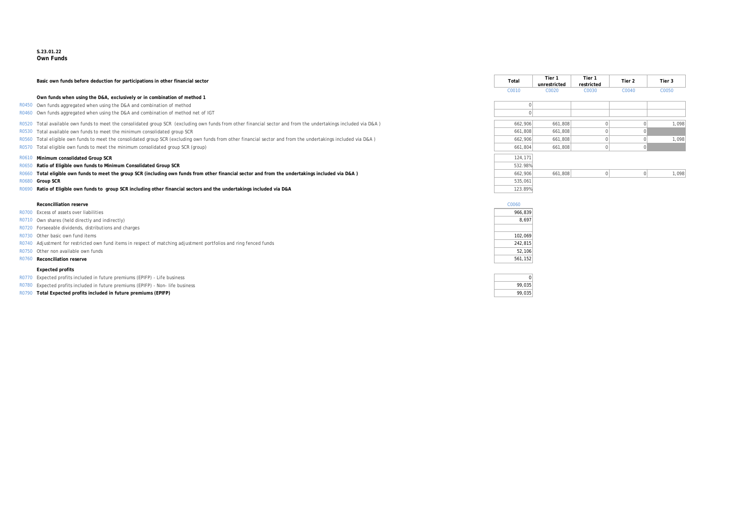**S.23.01.22**
**Own Funds**

| | Basic own funds before deduction for participations in other financial sector | Total | Tier 1 unrestricted | Tier 1 restricted | Tier 2 | Tier 3 |
|---|---|---|---|---|---|---|
| | | C0010 | C0020 | C0030 | C0040 | C0050 |
| | **Own funds when using the D&A, exclusively or in combination of method 1** | | | | | |
| R0450 | Own funds aggregated when using the D&A and combination of method | 0 | | | | |
| R0460 | Own funds aggregated when using the D&A and combination of method net of IGT | 0 | | | | |
| R0520 | Total available own funds to meet the consolidated group SCR (excluding own funds from other financial sector and from the undertakings included via D&A ) | 662,906 | 661,808 | 0 | 0 | 1,098 |
| R0530 | Total available own funds to meet the minimum consolidated group SCR | 661,808 | 661,808 | 0 | 0 | |
| R0560 | Total eligible own funds to meet the consolidated group SCR (excluding own funds from other financial sector and from the undertakings included via D&A ) | 662,906 | 661,808 | 0 | 0 | 1,098 |
| R0570 | Total eligible own funds to meet the minimum consolidated group SCR (group) | 661,804 | 661,808 | 0 | 0 | |
| R0610 | **Minimum consolidated Group SCR** | 124,171 | | | | |
| R0650 | **Ratio of Eligible own funds to Minimum Consolidated Group SCR** | 532.98% | | | | |
| R0660 | **Total eligible own funds to meet the group SCR (including own funds from other financial sector and from the undertakings included via D&A )** | 662,906 | 661,808 | 0 | 0 | 1,098 |
| R0680 | **Group SCR** | 535,061 | | | | |
| R0690 | **Ratio of Eligible own funds to group SCR including other financial sectors and the undertakings included via D&A** | 123.89% | | | | |

| | **Reconcilliation reserve** | C0060 |
|---|---|---|
| R0700 | Excess of assets over liabilities | 966,839 |
| R0710 | Own shares (held directly and indirectly) | 8,697 |
| R0720 | Forseeable dividends, distributions and charges | |
| R0730 | Other basic own fund items | 102,069 |
| R0740 | Adjustment for restricted own fund items in respect of matching adjustment portfolios and ring fenced funds | 242,815 |
| R0750 | Other non available own funds | 52,106 |
| R0760 | **Reconciliation reserve** | 561,152 |
| | **Expected profits** | |
| R0770 | Expected profits included in future premiums (EPIFP) - Life business | 0 |
| R0780 | Expected profits included in future premiums (EPIFP) - Non- life business | 99,035 |
| R0790 | **Total Expected profits included in future premiums (EPIFP)** | 99,035 |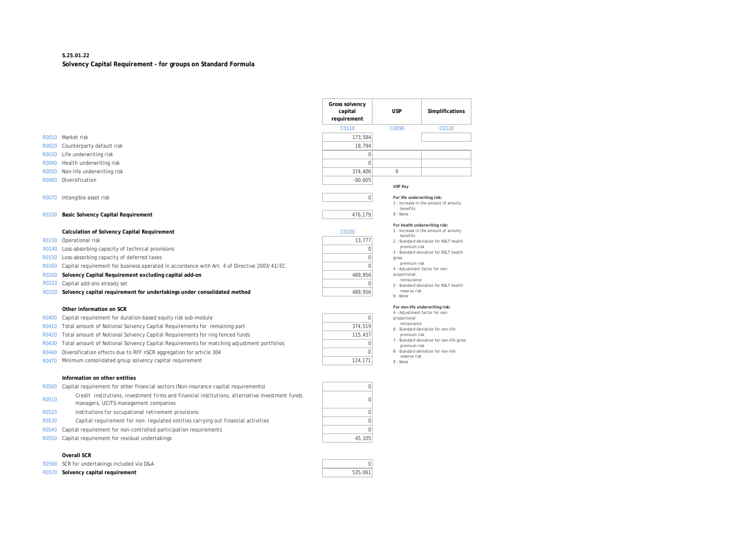**S.25.01.22**

**Solvency Capital Requirement - for groups on Standard Formula**

| | | Gross solvency capital requirement | USP | Simplifications |
|---|---|---|---|---|
| | | C0110 | C0090 | C0120 |
| R0010 | Market risk | 173,584 | | |
| R0020 | Counterparty default risk | 18,794 | | |
| R0030 | Life underwriting risk | 0 | | |
| R0040 | Health underwriting risk | 0 | | |
| R0050 | Non-life underwriting risk | 374,406 | 9 | |
| R0060 | Diversification | -90,605 | | |
| R0070 | Intangible asset risk | 0 | | |
| R0100 | **Basic Solvency Capital Requirement** | 476,179 | | |

**USP Key**

**For life underwriting risk:**
1 - Increase in the amount of annuity benefits
9 - None

**For health underwriting risk:**
1 - Increase in the amount of annuity benefits
2 - Standard deviation for NSLT health premium risk
3 - Standard deviation for NSLT health gross premium risk
4 - Adjustment factor for non-proportional reinsurance
5 - Standard deviation for NSLT health reserve risk
9 - None

**For non-life underwriting risk:**
4 - Adjustment factor for non-proportional reinsurance
6 - Standard deviation for non-life premium risk
7 - Standard deviation for non-life gross premium risk
8 - Standard deviation for non-life reserve risk
9 - None

| | **Calculation of Solvency Capital Requirement** | C0100 |
|---|---|---|
| R0130 | Operational risk | 13,777 |
| R0140 | Loss-absorbing capacity of technical provisions | 0 |
| R0150 | Loss-absorbing capacity of deferred taxes | 0 |
| R0160 | Capital requirement for business operated in accordance with Art. 4 of Directive 2003/41/EC | 0 |
| R0200 | **Solvency Capital Requirement excluding capital add-on** | 489,956 |
| R0210 | Capital add-ons already set | 0 |
| R0220 | **Solvency capital requirement for undertakings under consolidated method** | 489,956 |
| | **Other information on SCR** | |
| R0400 | Capital requirement for duration-based equity risk sub-module | 0 |
| R0410 | Total amount of Notional Solvency Capital Requirements for remaining part | 374,519 |
| R0420 | Total amount of Notional Solvency Capital Requirements for ring fenced funds | 115,437 |
| R0430 | Total amount of Notional Solvency Capital Requirements for matching adjustment portfolios | 0 |
| R0440 | Diversification effects due to RFF nSCR aggregation for article 304 | 0 |
| R0470 | Minimum consolidated group solvency capital requirement | 124,171 |
| | **Information on other entities** | |
| R0500 | Capital requirement for other financial sectors (Non-insurance capital requirements) | 0 |
| R0510 | Credit institutions, investment firms and financial institutions, alternative investment funds managers, UCITS management companies | 0 |
| R0520 | Institutions for occupational retirement provisions | 0 |
| R0530 | Capital requirement for non- regulated entities carrying out financial activities | 0 |
| R0540 | Capital requirement for non-controlled participation requirements | 0 |
| R0550 | Capital requirement for residual undertakings | 45,105 |
| | **Overall SCR** | |
| R0560 | SCR for undertakings included via D&A | 0 |
| R0570 | **Solvency capital requirement** | 535,061 |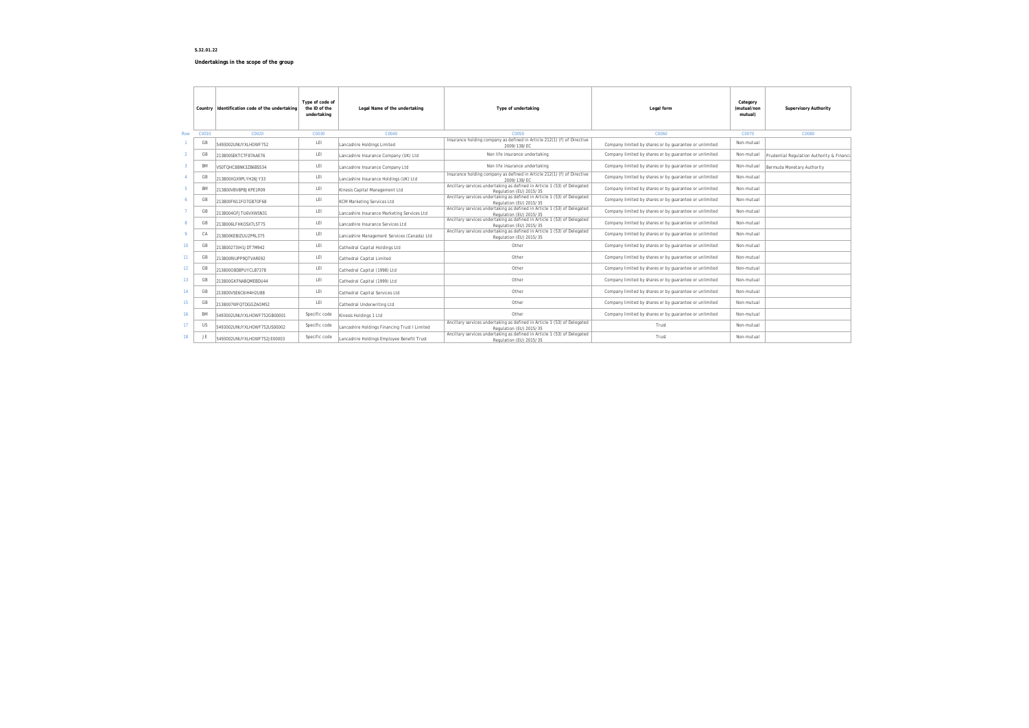**S.32.01.22**

**Undertakings in the scope of the group**

| Row | Country | Identification code of the undertaking | Type of code of the ID of the undertaking | Legal Name of the undertaking | Type of undertaking | Legal form | Category (mutual/non mutual) | Supervisory Authority |
|---|---|---|---|---|---|---|---|---|
| | C0010 | C0020 | C0030 | C0040 | C0050 | C0060 | C0070 | C0080 |
| 1 | GB | 5493002UNUYXLHOWF752 | LEI | Lancashire Holdings Limited | Insurance holding company as defined in Article 212(1) (f) of Directive 2009/138/EC | Company limited by shares or by guarantee or unlimited | Non-mutual | |
| 2 | GB | 213800SEKTC7F87AAE76 | LEI | Lancashire Insurance Company (UK) Ltd | Non life insurance undertaking | Company limited by shares or by guarantee or unlimited | Non-mutual | Prudential Regulation Authority & Financi |
| 3 | BM | VS0TQHC88NK3Z86BS534 | LEI | Lancashire Insurance Company Ltd | Non life insurance undertaking | Company limited by shares or by guarantee or unlimited | Non-mutual | Bermuda Monetary Authority |
| 4 | GB | 213800XGX9PLYH26JY33 | LEI | Lancashire Insurance Holdings (UK) Ltd | Insurance holding company as defined in Article 212(1) (f) of Directive 2009/138/EC | Company limited by shares or by guarantee or unlimited | Non-mutual | |
| 5 | BM | 213800VBV8PBJKPE1R09 | LEI | Kinesis Capital Management Ltd | Ancillary services undertaking as defined in Article 1 (53) of Delegated Regulation (EU) 2015/35 | Company limited by shares or by guarantee or unlimited | Non-mutual | |
| 6 | GB | 213800FN11FO7GB7OF68 | LEI | KCM Marketing Services Ltd | Ancillary services undertaking as defined in Article 1 (53) of Delegated Regulation (EU) 2015/35 | Company limited by shares or by guarantee or unlimited | Non-mutual | |
| 7 | GB | 2138004GFJTU6VXW5N31 | LEI | Lancashire Insurance Marketing Services Ltd | Ancillary services undertaking as defined in Article 1 (53) of Delegated Regulation (EU) 2015/35 | Company limited by shares or by guarantee or unlimited | Non-mutual | |
| 8 | GB | 2138006LFHKOSX7L5T75 | LEI | Lancashire Insurance Services Ltd | Ancillary services undertaking as defined in Article 1 (53) of Delegated Regulation (EU) 2015/35 | Company limited by shares or by guarantee or unlimited | Non-mutual | |
| 9 | CA | 213800KEBIZUU2PRL375 | LEI | Lancashire Management Services (Canada) Ltd | Ancillary services undertaking as defined in Article 1 (53) of Delegated Regulation (EU) 2015/35 | Company limited by shares or by guarantee or unlimited | Non-mutual | |
| 10 | GB | 213800273IH1JDT7M942 | LEI | Cathedral Capital Holdings Ltd | Other | Company limited by shares or by guarantee or unlimited | Non-mutual | |
| 11 | GB | 213800RIUPP9QTVARE92 | LEI | Cathedral Capital Limited | Other | Company limited by shares or by guarantee or unlimited | Non-mutual | |
| 12 | GB | 213800O8D8PUYCLB7378 | LEI | Cathedral Capital (1998) Ltd | Other | Company limited by shares or by guarantee or unlimited | Non-mutual | |
| 13 | GB | 213800GKFNABQMEBDU44 | LEI | Cathedral Capital (1999) Ltd | Other | Company limited by shares or by guarantee or unlimited | Non-mutual | |
| 14 | GB | 213800VSE6C6IH4H2U88 | LEI | Cathedral Capital Services Ltd | Other | Company limited by shares or by guarantee or unlimited | Non-mutual | |
| 15 | GB | 2138007WFQTDGGZAOM52 | LEI | Cathedral Underwriting Ltd | Other | Company limited by shares or by guarantee or unlimited | Non-mutual | |
| 16 | BM | 5493002UNUYXLHOWF752GB00001 | Specific code | Kinesis Holdings 1 Ltd | Other | Company limited by shares or by guarantee or unlimited | Non-mutual | |
| 17 | US | 5493002UNUYXLHOWF752US00002 | Specific code | Lancashire Holdings Financing Trust I Limited | Ancillary services undertaking as defined in Article 1 (53) of Delegated Regulation (EU) 2015/35 | Trust | Non-mutual | |
| 18 | JE | 5493002UNUYXLHOWF752JE00003 | Specific code | Lancashire Holdings Employee Benefit Trust | Ancillary services undertaking as defined in Article 1 (53) of Delegated Regulation (EU) 2015/35 | Trust | Non-mutual | |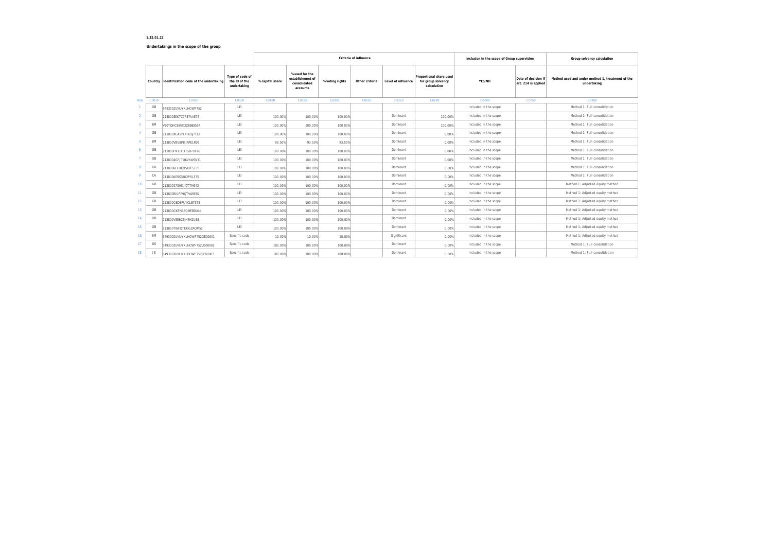**S.32.01.22**

**Undertakings in the scope of the group**

| | | | | Criteria of influence | | | | | | | Inclusion in the scope of Group supervision | | Group solvency calculation |
|---|---|---|---|---|---|---|---|---|---|---|---|---|---|
| | Country | Identification code of the undertaking | Type of code of the ID of the undertaking | % capital share | % used for the establishment of consolidated accounts | % voting rights | Other criteria | Level of influence | Proportional share used for group solvency calculation | YES/NO | Date of decision if art. 214 is applied | Method used and under method 1, treatment of the undertaking |
| Row | C0010 | C0020 | C0030 | C0180 | C0190 | C0200 | C0210 | C0220 | C0230 | C0240 | C0250 | C0260 |
| 1 | GB | 5493002UNUYXLHOWF752 | LEI | | | | | | | Included in the scope | | Method 1: Full consolidation |
| 2 | GB | 213800SEKTC7F87AAE76 | LEI | 100.00% | 100.00% | 100.00% | | Dominant | 100.00% | Included in the scope | | Method 1: Full consolidation |
| 3 | BM | VS0TQHC88NK3ZB6BS534 | LEI | 100.00% | 100.00% | 100.00% | | Dominant | 100.00% | Included in the scope | | Method 1: Full consolidation |
| 4 | GB | 213800XGX9PLYH26JY33 | LEI | 100.00% | 100.00% | 100.00% | | Dominant | 0.00% | Included in the scope | | Method 1: Full consolidation |
| 5 | BM | 213800VBV8P8JKPE1R09 | LEI | 93.50% | 93.50% | 93.50% | | Dominant | 0.00% | Included in the scope | | Method 1: Full consolidation |
| 6 | GB | 213800FN11FO7GB7OF68 | LEI | 100.00% | 100.00% | 100.00% | | Dominant | 0.00% | Included in the scope | | Method 1: Full consolidation |
| 7 | GB | 2138004GFJTU6VXWSN31 | LEI | 100.00% | 100.00% | 100.00% | | Dominant | 0.00% | Included in the scope | | Method 1: Full consolidation |
| 8 | GB | 2138006LFHKOSX7L5T75 | LEI | 100.00% | 100.00% | 100.00% | | Dominant | 0.00% | Included in the scope | | Method 1: Full consolidation |
| 9 | CA | 213800KEBIZUU2PRL375 | LEI | 100.00% | 100.00% | 100.00% | | Dominant | 0.00% | Included in the scope | | Method 1: Full consolidation |
| 10 | GB | 213800273IH1JDT7M942 | LEI | 100.00% | 100.00% | 100.00% | | Dominant | 0.00% | Included in the scope | | Method 1: Adjusted equity method |
| 11 | GB | 213800RIUPP9QTVARE92 | LEI | 100.00% | 100.00% | 100.00% | | Dominant | 0.00% | Included in the scope | | Method 1: Adjusted equity method |
| 12 | GB | 213800O8D8PUYCL87378 | LEI | 100.00% | 100.00% | 100.00% | | Dominant | 0.00% | Included in the scope | | Method 1: Adjusted equity method |
| 13 | GB | 213800GKFNABQMEBDU44 | LEI | 100.00% | 100.00% | 100.00% | | Dominant | 0.00% | Included in the scope | | Method 1: Adjusted equity method |
| 14 | GB | 213800VSE6C6IH4H2U88 | LEI | 100.00% | 100.00% | 100.00% | | Dominant | 0.00% | Included in the scope | | Method 1: Adjusted equity method |
| 15 | GB | 2138007WFQTDGGZAOM52 | LEI | 100.00% | 100.00% | 100.00% | | Dominant | 0.00% | Included in the scope | | Method 1: Adjusted equity method |
| 16 | BM | 5493002UNUYXLHOWF752GB00001 | Specific code | 10.00% | 10.00% | 10.00% | | Significant | 0.00% | Included in the scope | | Method 1: Adjusted equity method |
| 17 | US | 5493002UNUYXLHOWF752US00002 | Specific code | 100.00% | 100.00% | 100.00% | | Dominant | 0.00% | Included in the scope | | Method 1: Full consolidation |
| 18 | JE | 5493002UNUYXLHOWF752JE00003 | Specific code | 100.00% | 100.00% | 100.00% | | Dominant | 0.00% | Included in the scope | | Method 1: Full consolidation |